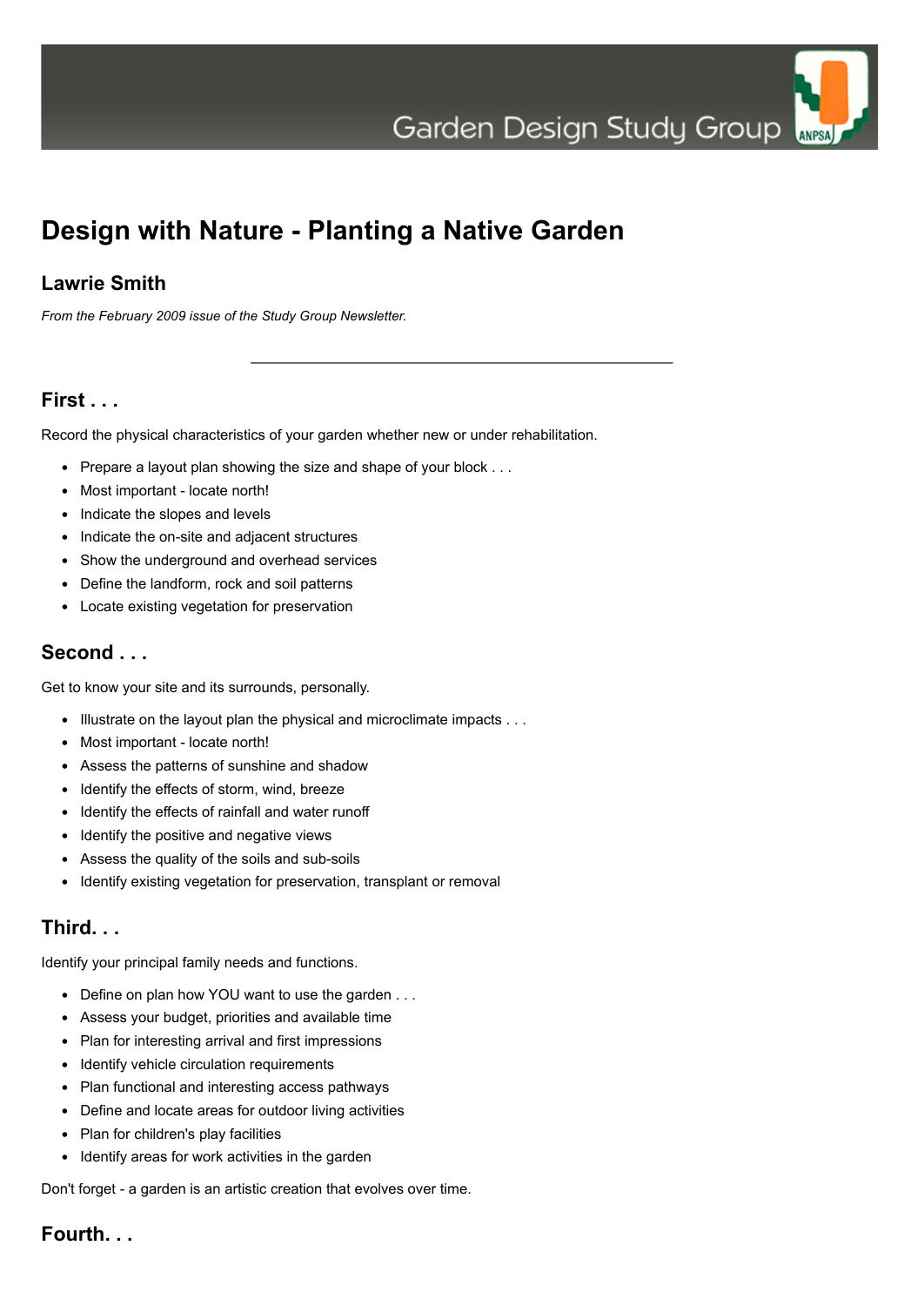Garden Design Study Group

# Design with Nature - Planting a Native Garden

## Lawrie Smith

*From the February 2009 issue of the Study Group Newsletter.*

---

## First . . .

Record the physical characteristics of your garden whether new or under rehabilitation.

- Prepare a layout plan showing the size and shape of your block . . .
- Most important - locate north!
- Indicate the slopes and levels
- Indicate the on-site and adjacent structures
- Show the underground and overhead services
- Define the landform, rock and soil patterns
- Locate existing vegetation for preservation

## Second . . .

Get to know your site and its surrounds, personally.

- Illustrate on the layout plan the physical and microclimate impacts . . .
- Most important - locate north!
- Assess the patterns of sunshine and shadow
- Identify the effects of storm, wind, breeze
- Identify the effects of rainfall and water runoff
- Identify the positive and negative views
- Assess the quality of the soils and sub-soils
- Identify existing vegetation for preservation, transplant or removal

## Third. . .

Identify your principal family needs and functions.

- Define on plan how YOU want to use the garden . . .
- Assess your budget, priorities and available time
- Plan for interesting arrival and first impressions
- Identify vehicle circulation requirements
- Plan functional and interesting access pathways
- Define and locate areas for outdoor living activities
- Plan for children's play facilities
- Identify areas for work activities in the garden

Don't forget - a garden is an artistic creation that evolves over time.

## Fourth. . .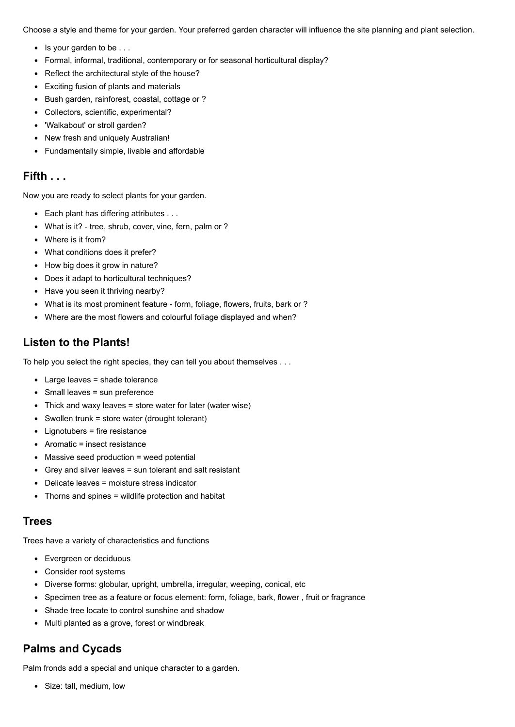Choose a style and theme for your garden. Your preferred garden character will influence the site planning and plant selection.

- Is your garden to be . . .
- Formal, informal, traditional, contemporary or for seasonal horticultural display?
- Reflect the architectural style of the house?
- Exciting fusion of plants and materials
- Bush garden, rainforest, coastal, cottage or ?
- Collectors, scientific, experimental?
- 'Walkabout' or stroll garden?
- New fresh and uniquely Australian!
- Fundamentally simple, livable and affordable

## Fifth . . .

Now you are ready to select plants for your garden.

- Each plant has differing attributes . . .
- What is it? - tree, shrub, cover, vine, fern, palm or ?
- Where is it from?
- What conditions does it prefer?
- How big does it grow in nature?
- Does it adapt to horticultural techniques?
- Have you seen it thriving nearby?
- What is its most prominent feature - form, foliage, flowers, fruits, bark or ?
- Where are the most flowers and colourful foliage displayed and when?

## Listen to the Plants!

To help you select the right species, they can tell you about themselves . . .

- Large leaves = shade tolerance
- Small leaves = sun preference
- Thick and waxy leaves = store water for later (water wise)
- Swollen trunk = store water (drought tolerant)
- Lignotubers = fire resistance
- Aromatic = insect resistance
- Massive seed production = weed potential
- Grey and silver leaves = sun tolerant and salt resistant
- Delicate leaves = moisture stress indicator
- Thorns and spines = wildlife protection and habitat

## Trees

Trees have a variety of characteristics and functions

- Evergreen or deciduous
- Consider root systems
- Diverse forms: globular, upright, umbrella, irregular, weeping, conical, etc
- Specimen tree as a feature or focus element: form, foliage, bark, flower , fruit or fragrance
- Shade tree locate to control sunshine and shadow
- Multi planted as a grove, forest or windbreak

## Palms and Cycads

Palm fronds add a special and unique character to a garden.

- Size: tall, medium, low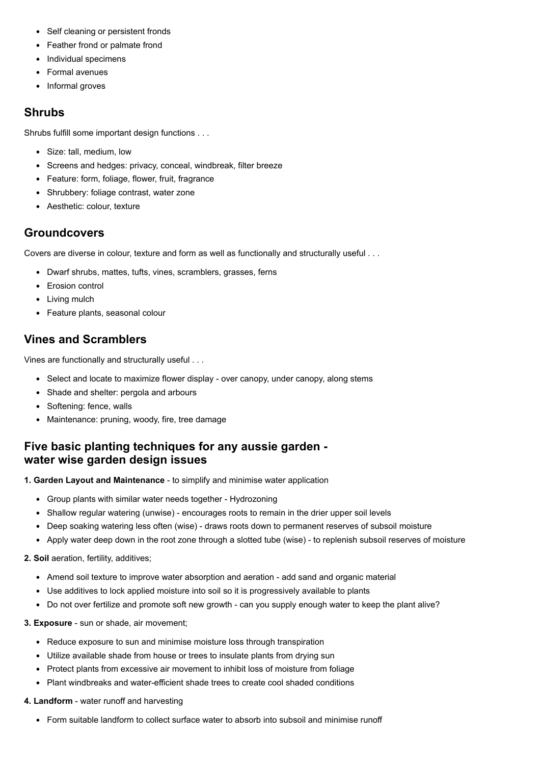- Self cleaning or persistent fronds
- Feather frond or palmate frond
- Individual specimens
- Formal avenues
- Informal groves

## Shrubs

Shrubs fulfill some important design functions . . .

- Size: tall, medium, low
- Screens and hedges: privacy, conceal, windbreak, filter breeze
- Feature: form, foliage, flower, fruit, fragrance
- Shrubbery: foliage contrast, water zone
- Aesthetic: colour, texture

## Groundcovers

Covers are diverse in colour, texture and form as well as functionally and structurally useful . . .

- Dwarf shrubs, mattes, tufts, vines, scramblers, grasses, ferns
- Erosion control
- Living mulch
- Feature plants, seasonal colour

## Vines and Scramblers

Vines are functionally and structurally useful . . .

- Select and locate to maximize flower display - over canopy, under canopy, along stems
- Shade and shelter: pergola and arbours
- Softening: fence, walls
- Maintenance: pruning, woody, fire, tree damage

## Five basic planting techniques for any aussie garden - water wise garden design issues

**1. Garden Layout and Maintenance** - to simplify and minimise water application

- Group plants with similar water needs together - Hydrozoning
- Shallow regular watering (unwise) - encourages roots to remain in the drier upper soil levels
- Deep soaking watering less often (wise) - draws roots down to permanent reserves of subsoil moisture
- Apply water deep down in the root zone through a slotted tube (wise) - to replenish subsoil reserves of moisture

**2. Soil** aeration, fertility, additives;

- Amend soil texture to improve water absorption and aeration - add sand and organic material
- Use additives to lock applied moisture into soil so it is progressively available to plants
- Do not over fertilize and promote soft new growth - can you supply enough water to keep the plant alive?

**3. Exposure** - sun or shade, air movement;

- Reduce exposure to sun and minimise moisture loss through transpiration
- Utilize available shade from house or trees to insulate plants from drying sun
- Protect plants from excessive air movement to inhibit loss of moisture from foliage
- Plant windbreaks and water-efficient shade trees to create cool shaded conditions

**4. Landform** - water runoff and harvesting

- Form suitable landform to collect surface water to absorb into subsoil and minimise runoff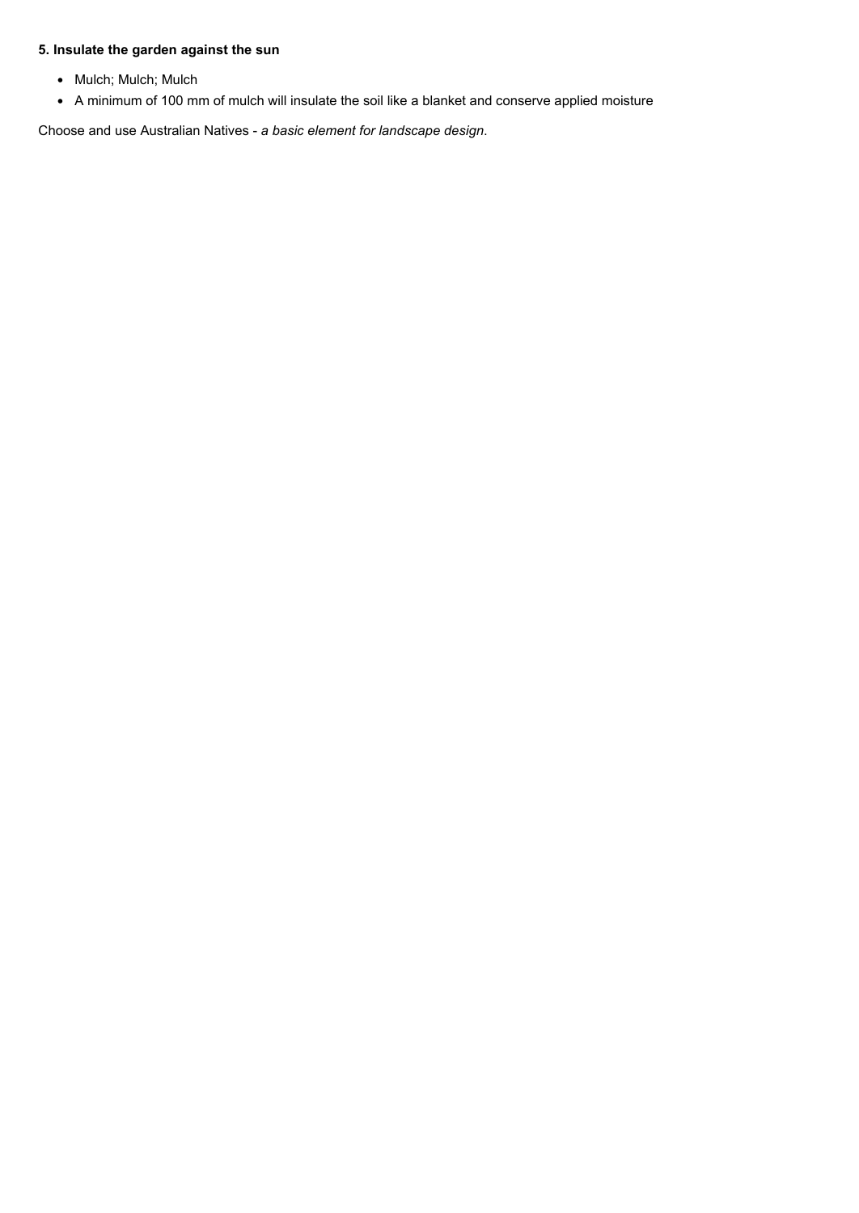**5. Insulate the garden against the sun**

- Mulch; Mulch; Mulch
- A minimum of 100 mm of mulch will insulate the soil like a blanket and conserve applied moisture

Choose and use Australian Natives - *a basic element for landscape design*.